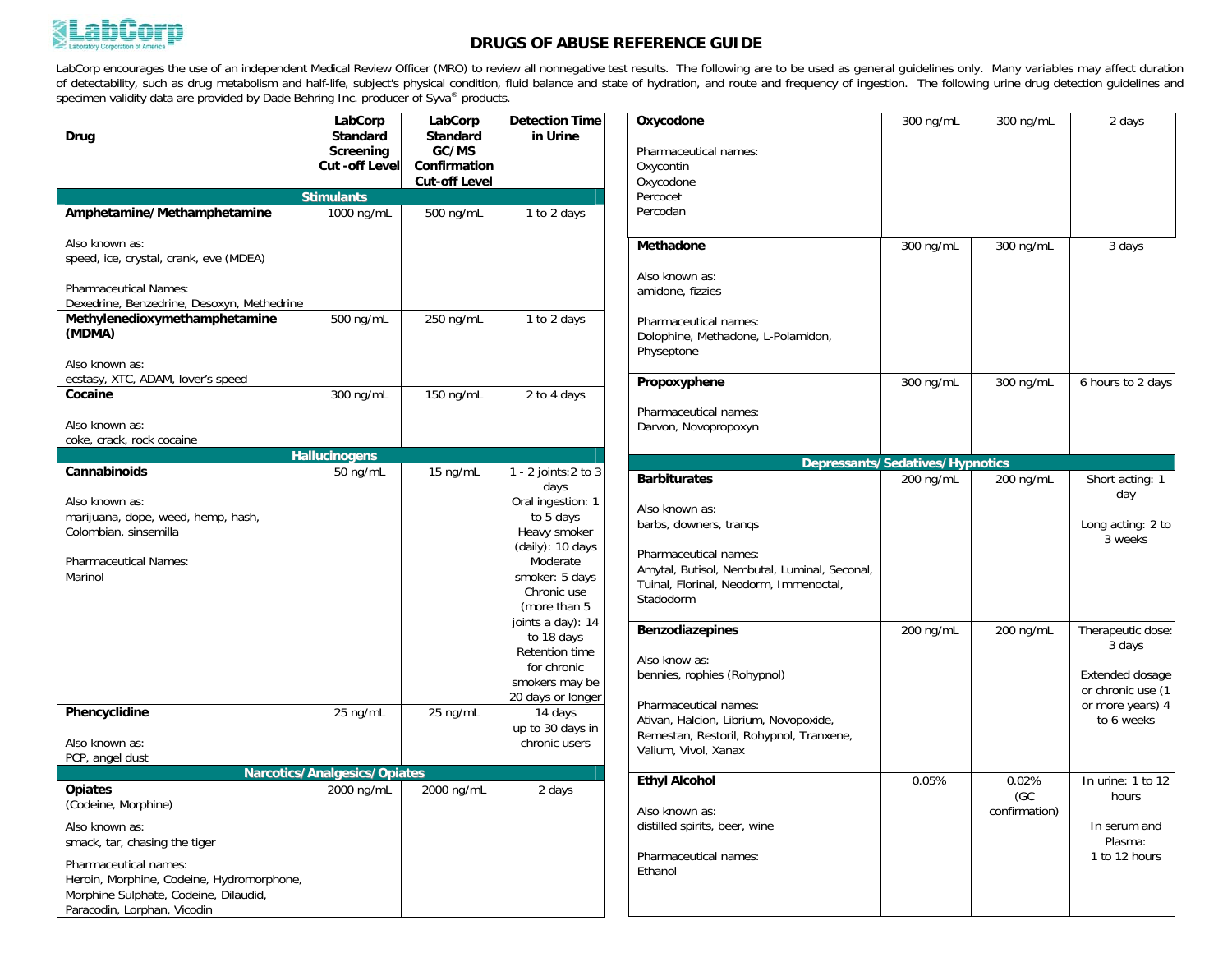LabCorp
Laboratory Corporation of America

# DRUGS OF ABUSE REFERENCE GUIDE

LabCorp encourages the use of an independent Medical Review Officer (MRO) to review all nonnegative test results. The following are to be used as general guidelines only. Many variables may affect duration of detectability, such as drug metabolism and half-life, subject's physical condition, fluid balance and state of hydration, and route and frequency of ingestion. The following urine drug detection guidelines and specimen validity data are provided by Dade Behring Inc. producer of Syva® products.

| Drug | LabCorp Standard Screening Cut-off Level | LabCorp Standard GC/MS Confirmation Cut-off Level | Detection Time in Urine |
|---|---|---|---|
| **Stimulants** | | | |
| **Amphetamine/Methamphetamine**<br><br>Also known as:<br>speed, ice, crystal, crank, eve (MDEA)<br><br>Pharmaceutical Names:<br>Dexedrine, Benzedrine, Desoxyn, Methedrine | 1000 ng/mL | 500 ng/mL | 1 to 2 days |
| **Methylenedioxymethamphetamine (MDMA)**<br><br>Also known as:<br>ecstasy, XTC, ADAM, lover's speed | 500 ng/mL | 250 ng/mL | 1 to 2 days |
| **Cocaine**<br><br>Also known as:<br>coke, crack, rock cocaine | 300 ng/mL | 150 ng/mL | 2 to 4 days |
| **Hallucinogens** | | | |
| **Cannabinoids**<br><br>Also known as:<br>marijuana, dope, weed, hemp, hash, Colombian, sinsemilla<br><br>Pharmaceutical Names:<br>Marinol | 50 ng/mL | 15 ng/mL | 1 - 2 joints: 2 to 3 days<br>Oral ingestion: 1 to 5 days<br>Heavy smoker (daily): 10 days<br>Moderate smoker: 5 days<br>Chronic use (more than 5 joints a day): 14 to 18 days<br>Retention time for chronic smokers may be 20 days or longer |
| **Phencyclidine**<br><br>Also known as:<br>PCP, angel dust | 25 ng/mL | 25 ng/mL | 14 days<br>up to 30 days in chronic users |
| **Narcotics/Analgesics/Opiates** | | | |
| **Opiates**<br>(Codeine, Morphine)<br><br>Also known as:<br>smack, tar, chasing the tiger<br><br>Pharmaceutical names:<br>Heroin, Morphine, Codeine, Hydromorphone, Morphine Sulphate, Codeine, Dilaudid, Paracodin, Lorphan, Vicodin | 2000 ng/mL | 2000 ng/mL | 2 days |
| **Oxycodone**<br><br>Pharmaceutical names:<br>Oxycontin<br>Oxycodone<br>Percocet<br>Percodan | 300 ng/mL | 300 ng/mL | 2 days |
| **Methadone**<br><br>Also known as:<br>amidone, fizzies<br><br>Pharmaceutical names:<br>Dolophine, Methadone, L-Polamidon, Physeptone | 300 ng/mL | 300 ng/mL | 3 days |
| **Propoxyphene**<br><br>Pharmaceutical names:<br>Darvon, Novopropoxyn | 300 ng/mL | 300 ng/mL | 6 hours to 2 days |
| **Depressants/Sedatives/Hypnotics** | | | |
| **Barbiturates**<br><br>Also known as:<br>barbs, downers, tranqs<br><br>Pharmaceutical names:<br>Amytal, Butisol, Nembutal, Luminal, Seconal, Tuinal, Florinal, Neodorm, Immenoctal, Stadodorm | 200 ng/mL | 200 ng/mL | Short acting: 1 day<br><br>Long acting: 2 to 3 weeks |
| **Benzodiazepines**<br><br>Also know as:<br>bennies, rophies (Rohypnol)<br><br>Pharmaceutical names:<br>Ativan, Halcion, Librium, Novopoxide, Remestan, Restoril, Rohypnol, Tranxene, Valium, Vivol, Xanax | 200 ng/mL | 200 ng/mL | Therapeutic dose: 3 days<br><br>Extended dosage or chronic use (1 or more years) 4 to 6 weeks |
| **Ethyl Alcohol**<br><br>Also known as:<br>distilled spirits, beer, wine<br><br>Pharmaceutical names:<br>Ethanol | 0.05% | 0.02%<br>(GC confirmation) | In urine: 1 to 12 hours<br><br>In serum and Plasma:<br>1 to 12 hours |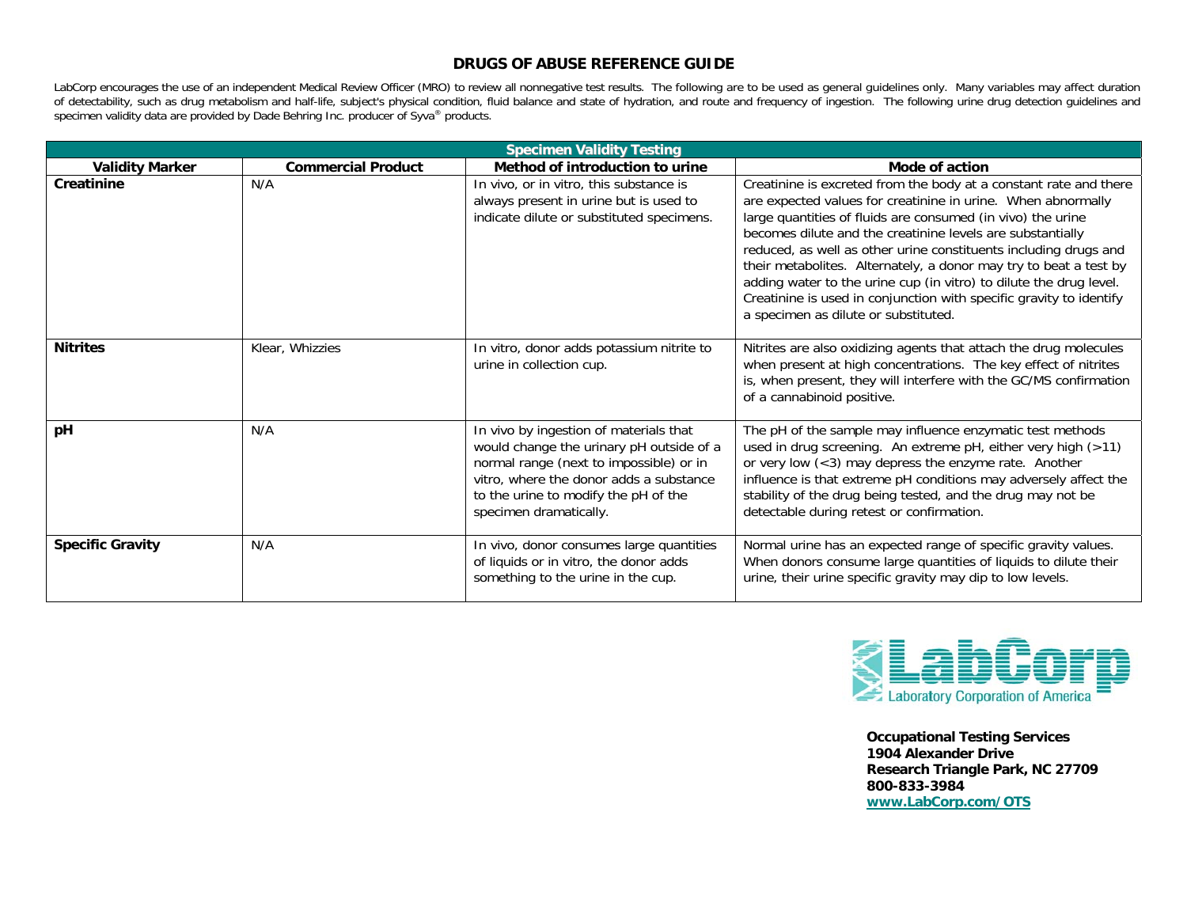# DRUGS OF ABUSE REFERENCE GUIDE

LabCorp encourages the use of an independent Medical Review Officer (MRO) to review all nonnegative test results. The following are to be used as general guidelines only. Many variables may affect duration of detectability, such as drug metabolism and half-life, subject's physical condition, fluid balance and state of hydration, and route and frequency of ingestion. The following urine drug detection guidelines and specimen validity data are provided by Dade Behring Inc. producer of Syva® products.

| Specimen Validity Testing | | | |
|---|---|---|---|
| **Validity Marker** | **Commercial Product** | **Method of introduction to urine** | **Mode of action** |
| **Creatinine** | N/A | In vivo, or in vitro, this substance is always present in urine but is used to indicate dilute or substituted specimens. | Creatinine is excreted from the body at a constant rate and there are expected values for creatinine in urine. When abnormally large quantities of fluids are consumed (in vivo) the urine becomes dilute and the creatinine levels are substantially reduced, as well as other urine constituents including drugs and their metabolites. Alternately, a donor may try to beat a test by adding water to the urine cup (in vitro) to dilute the drug level. Creatinine is used in conjunction with specific gravity to identify a specimen as dilute or substituted. |
| **Nitrites** | Klear, Whizzies | In vitro, donor adds potassium nitrite to urine in collection cup. | Nitrites are also oxidizing agents that attach the drug molecules when present at high concentrations. The key effect of nitrites is, when present, they will interfere with the GC/MS confirmation of a cannabinoid positive. |
| **pH** | N/A | In vivo by ingestion of materials that would change the urinary pH outside of a normal range (next to impossible) or in vitro, where the donor adds a substance to the urine to modify the pH of the specimen dramatically. | The pH of the sample may influence enzymatic test methods used in drug screening. An extreme pH, either very high (>11) or very low (<3) may depress the enzyme rate. Another influence is that extreme pH conditions may adversely affect the stability of the drug being tested, and the drug may not be detectable during retest or confirmation. |
| **Specific Gravity** | N/A | In vivo, donor consumes large quantities of liquids or in vitro, the donor adds something to the urine in the cup. | Normal urine has an expected range of specific gravity values. When donors consume large quantities of liquids to dilute their urine, their urine specific gravity may dip to low levels. |

LabCorp
Laboratory Corporation of America

**Occupational Testing Services**
**1904 Alexander Drive**
**Research Triangle Park, NC 27709**
**800-833-3984**
**www.LabCorp.com/OTS**